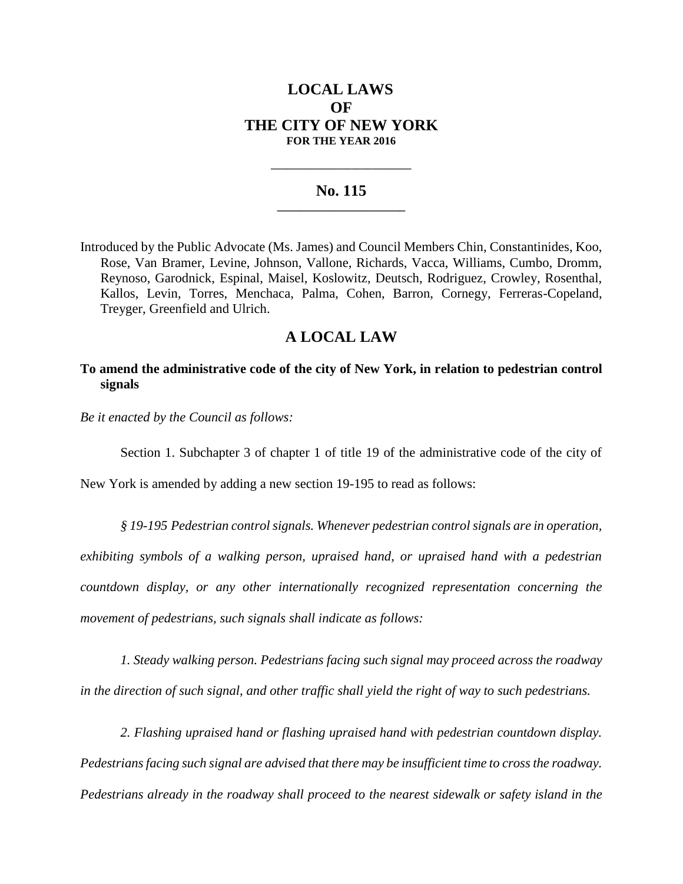# LOCAL LAWS
# OF
# THE CITY OF NEW YORK
**FOR THE YEAR 2016**

---

## No. 115

---

Introduced by the Public Advocate (Ms. James) and Council Members Chin, Constantinides, Koo, Rose, Van Bramer, Levine, Johnson, Vallone, Richards, Vacca, Williams, Cumbo, Dromm, Reynoso, Garodnick, Espinal, Maisel, Koslowitz, Deutsch, Rodriguez, Crowley, Rosenthal, Kallos, Levin, Torres, Menchaca, Palma, Cohen, Barron, Cornegy, Ferreras-Copeland, Treyger, Greenfield and Ulrich.

## A LOCAL LAW

**To amend the administrative code of the city of New York, in relation to pedestrian control signals**

*Be it enacted by the Council as follows:*

Section 1. Subchapter 3 of chapter 1 of title 19 of the administrative code of the city of New York is amended by adding a new section 19-195 to read as follows:

*§ 19-195 Pedestrian control signals. Whenever pedestrian control signals are in operation, exhibiting symbols of a walking person, upraised hand, or upraised hand with a pedestrian countdown display, or any other internationally recognized representation concerning the movement of pedestrians, such signals shall indicate as follows:*

*1. Steady walking person. Pedestrians facing such signal may proceed across the roadway in the direction of such signal, and other traffic shall yield the right of way to such pedestrians.*

*2. Flashing upraised hand or flashing upraised hand with pedestrian countdown display. Pedestrians facing such signal are advised that there may be insufficient time to cross the roadway. Pedestrians already in the roadway shall proceed to the nearest sidewalk or safety island in the*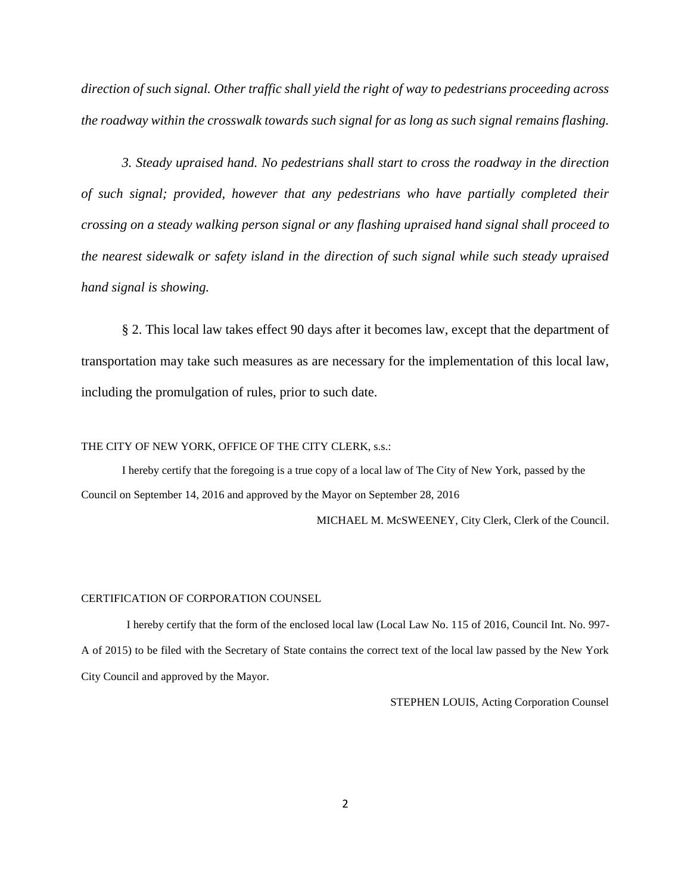*direction of such signal. Other traffic shall yield the right of way to pedestrians proceeding across the roadway within the crosswalk towards such signal for as long as such signal remains flashing.*

*3. Steady upraised hand. No pedestrians shall start to cross the roadway in the direction of such signal; provided, however that any pedestrians who have partially completed their crossing on a steady walking person signal or any flashing upraised hand signal shall proceed to the nearest sidewalk or safety island in the direction of such signal while such steady upraised hand signal is showing.*

§ 2. This local law takes effect 90 days after it becomes law, except that the department of transportation may take such measures as are necessary for the implementation of this local law, including the promulgation of rules, prior to such date.

THE CITY OF NEW YORK, OFFICE OF THE CITY CLERK, s.s.:

I hereby certify that the foregoing is a true copy of a local law of The City of New York, passed by the Council on September 14, 2016 and approved by the Mayor on September 28, 2016

MICHAEL M. McSWEENEY, City Clerk, Clerk of the Council.

CERTIFICATION OF CORPORATION COUNSEL

I hereby certify that the form of the enclosed local law (Local Law No. 115 of 2016, Council Int. No. 997-A of 2015) to be filed with the Secretary of State contains the correct text of the local law passed by the New York City Council and approved by the Mayor.

STEPHEN LOUIS, Acting Corporation Counsel